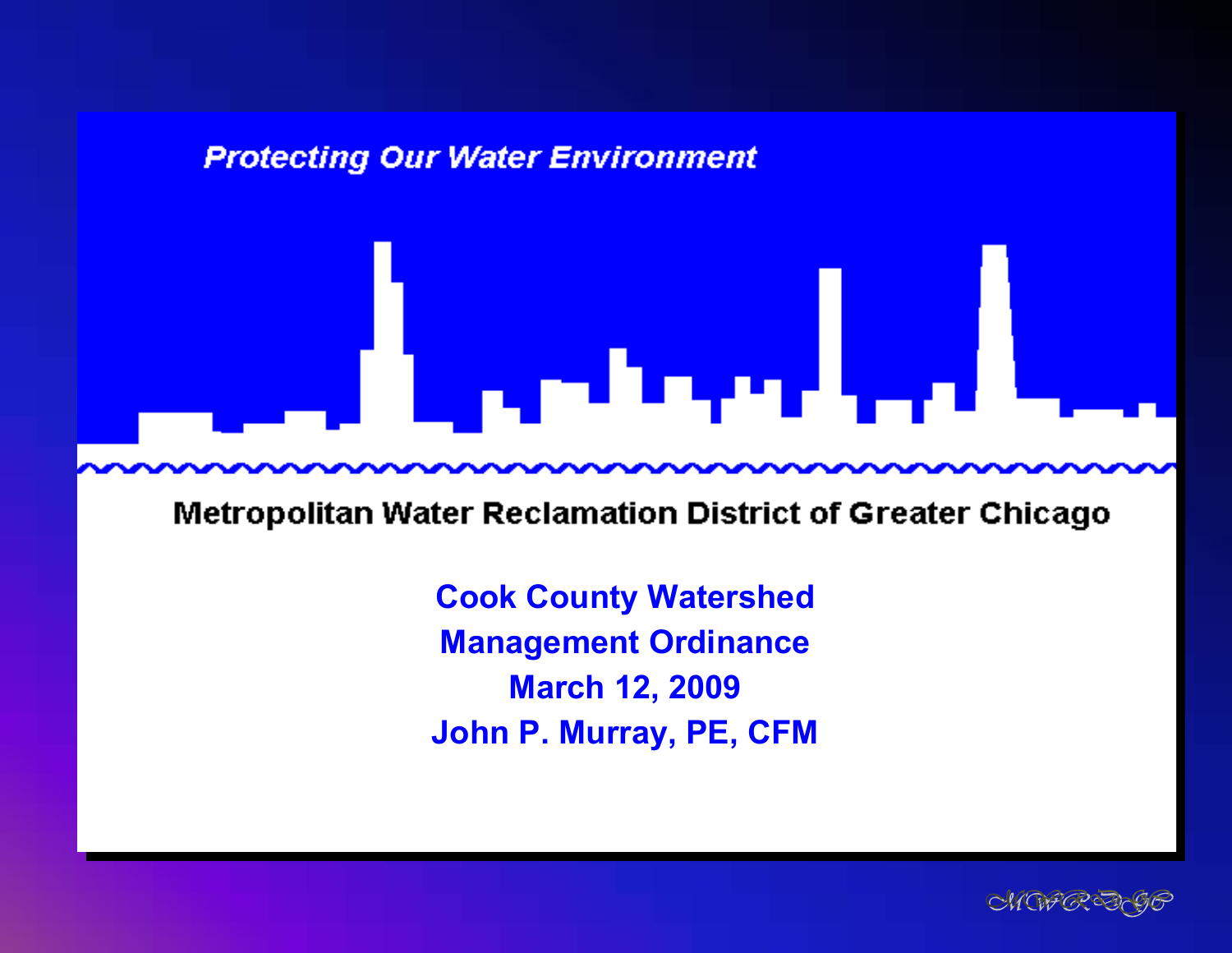*Protecting Our Water Environment*

**Metropolitan Water Reclamation District of Greater Chicago**

# Cook County Watershed Management Ordinance

**March 12, 2009**

**John P. Murray, PE, CFM**

MWRDGC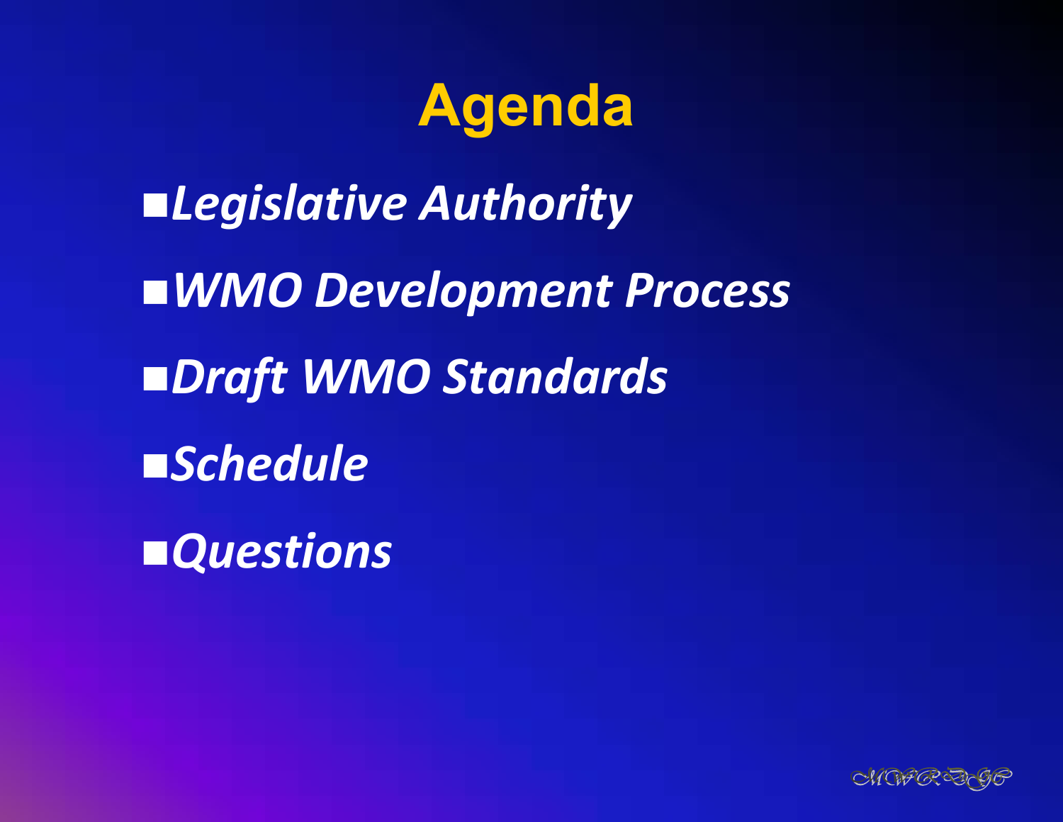# Agenda

- *Legislative Authority*
- *WMO Development Process*
- *Draft WMO Standards*
- *Schedule*
- *Questions*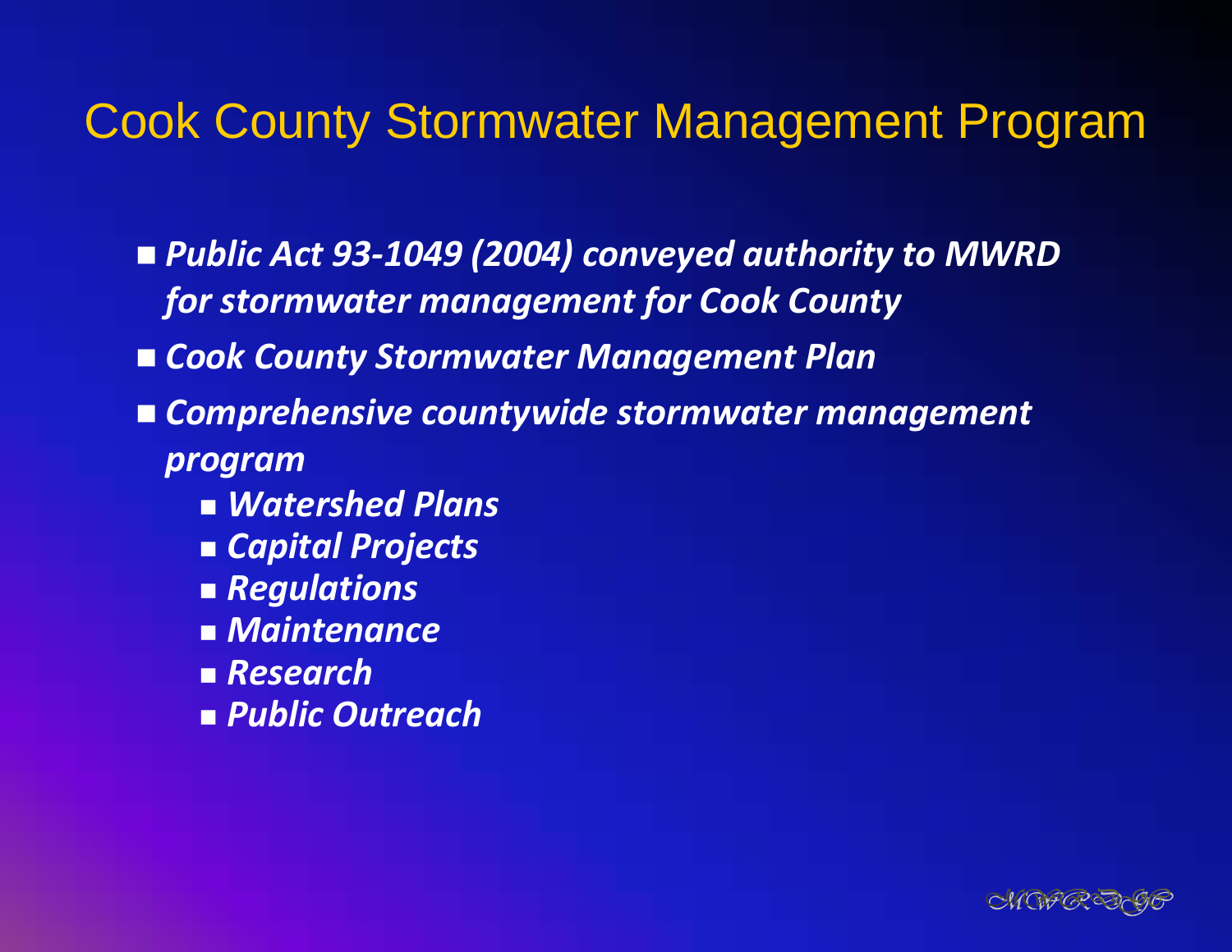# Cook County Stormwater Management Program

- ***Public Act 93-1049 (2004) conveyed authority to MWRD for stormwater management for Cook County***
- ***Cook County Stormwater Management Plan***
- ***Comprehensive countywide stormwater management program***
  - ***Watershed Plans***
  - ***Capital Projects***
  - ***Regulations***
  - ***Maintenance***
  - ***Research***
  - ***Public Outreach***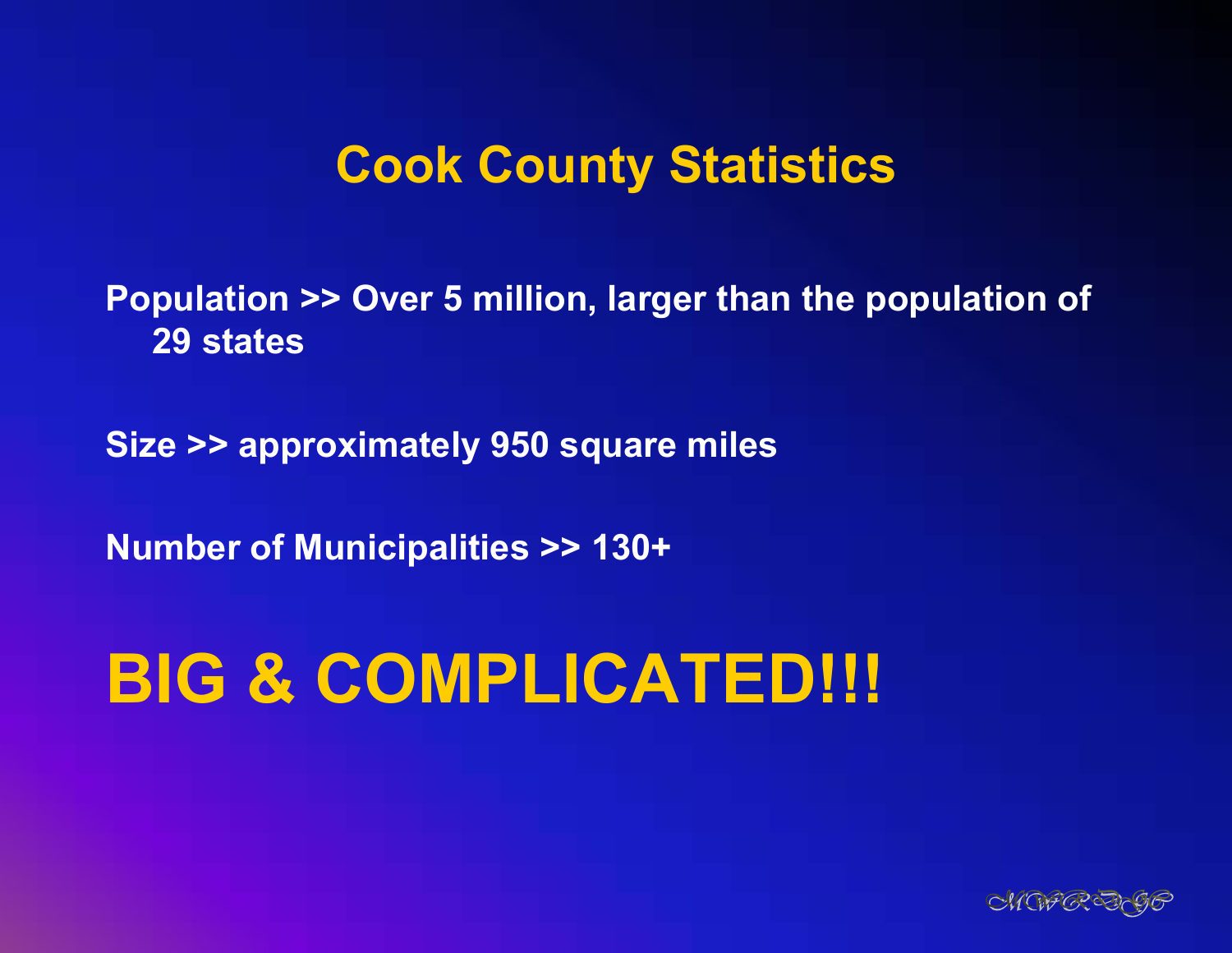# Cook County Statistics

Population >> Over 5 million, larger than the population of 29 states

Size >> approximately 950 square miles

Number of Municipalities >> 130+

**BIG & COMPLICATED!!!**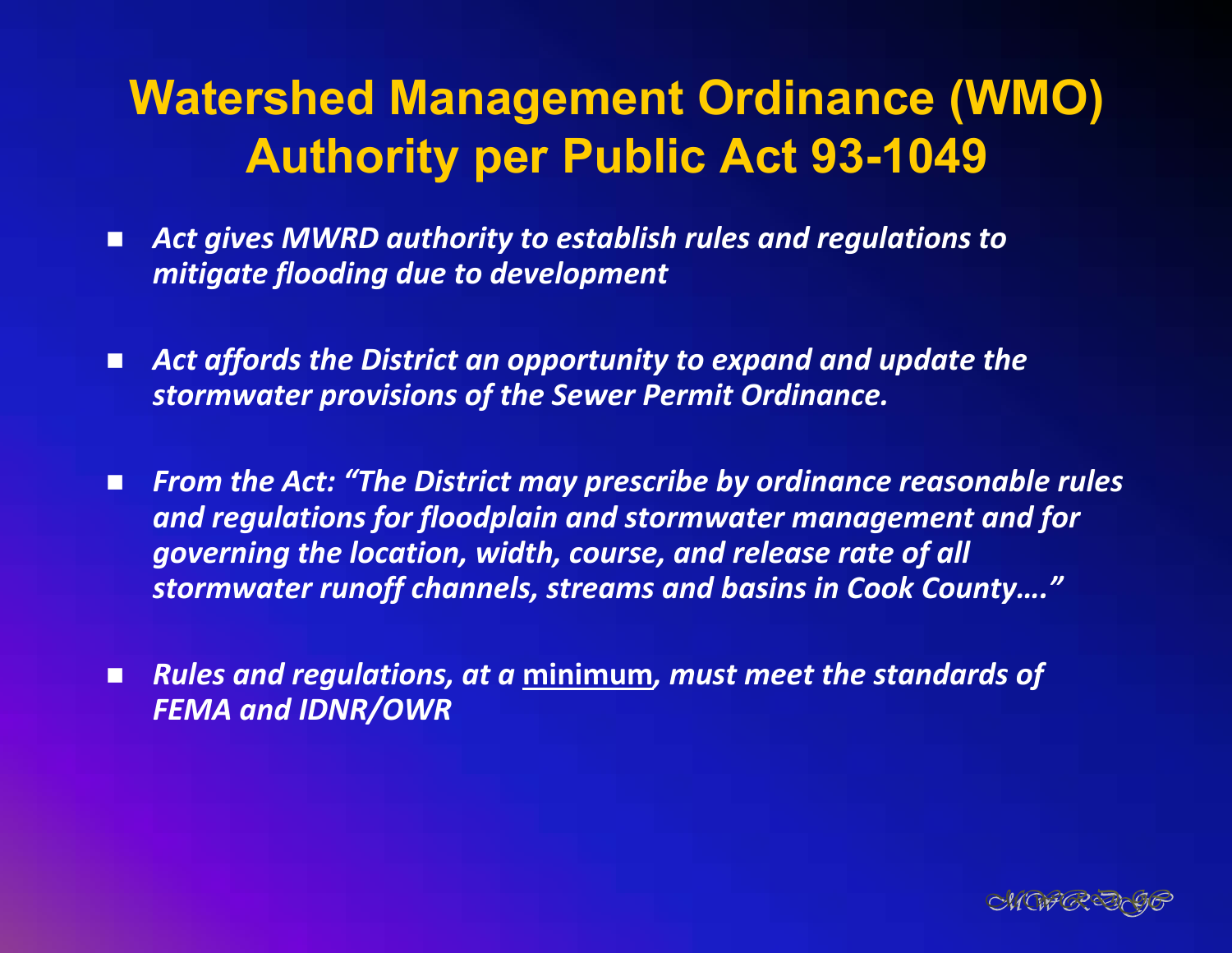# Watershed Management Ordinance (WMO) Authority per Public Act 93-1049

- *Act gives MWRD authority to establish rules and regulations to mitigate flooding due to development*

- *Act affords the District an opportunity to expand and update the stormwater provisions of the Sewer Permit Ordinance.*

- *From the Act: "The District may prescribe by ordinance reasonable rules and regulations for floodplain and stormwater management and for governing the location, width, course, and release rate of all stormwater runoff channels, streams and basins in Cook County…."*

- *Rules and regulations, at a <u>minimum</u>, must meet the standards of FEMA and IDNR/OWR*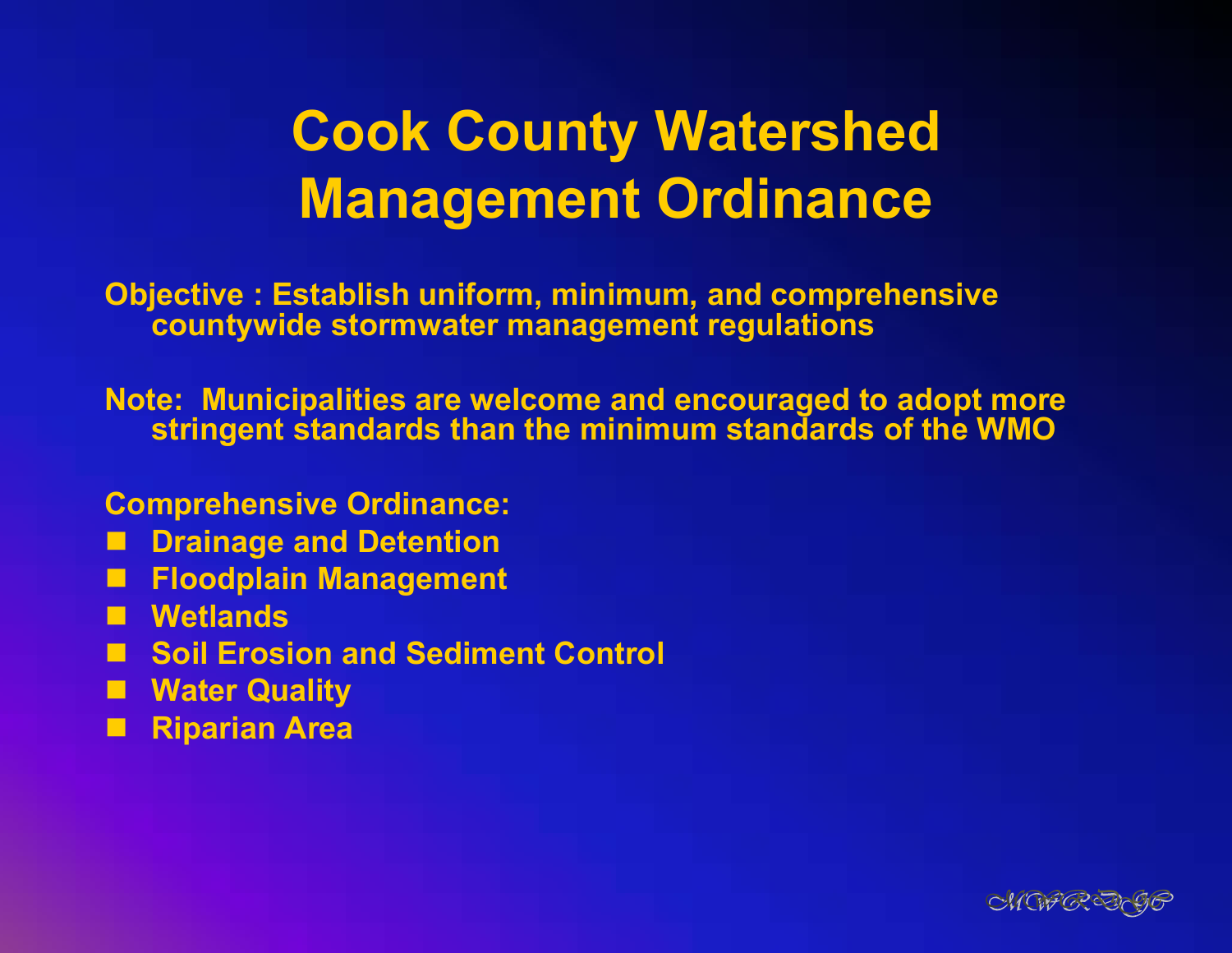# Cook County Watershed Management Ordinance

**Objective : Establish uniform, minimum, and comprehensive countywide stormwater management regulations**

**Note: Municipalities are welcome and encouraged to adopt more stringent standards than the minimum standards of the WMO**

**Comprehensive Ordinance:**

- **Drainage and Detention**
- **Floodplain Management**
- **Wetlands**
- **Soil Erosion and Sediment Control**
- **Water Quality**
- **Riparian Area**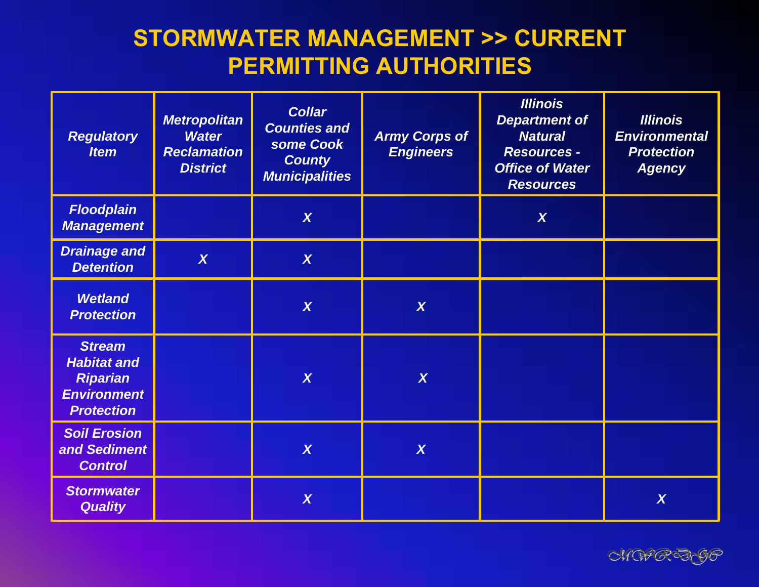# STORMWATER MANAGEMENT >> CURRENT PERMITTING AUTHORITIES

| Regulatory Item | Metropolitan Water Reclamation District | Collar Counties and some Cook County Municipalities | Army Corps of Engineers | Illinois Department of Natural Resources - Office of Water Resources | Illinois Environmental Protection Agency |
|---|---|---|---|---|---|
| Floodplain Management | | X | | X | |
| Drainage and Detention | X | X | | | |
| Wetland Protection | | X | X | | |
| Stream Habitat and Riparian Environment Protection | | X | X | | |
| Soil Erosion and Sediment Control | | X | X | | |
| Stormwater Quality | | X | | | X |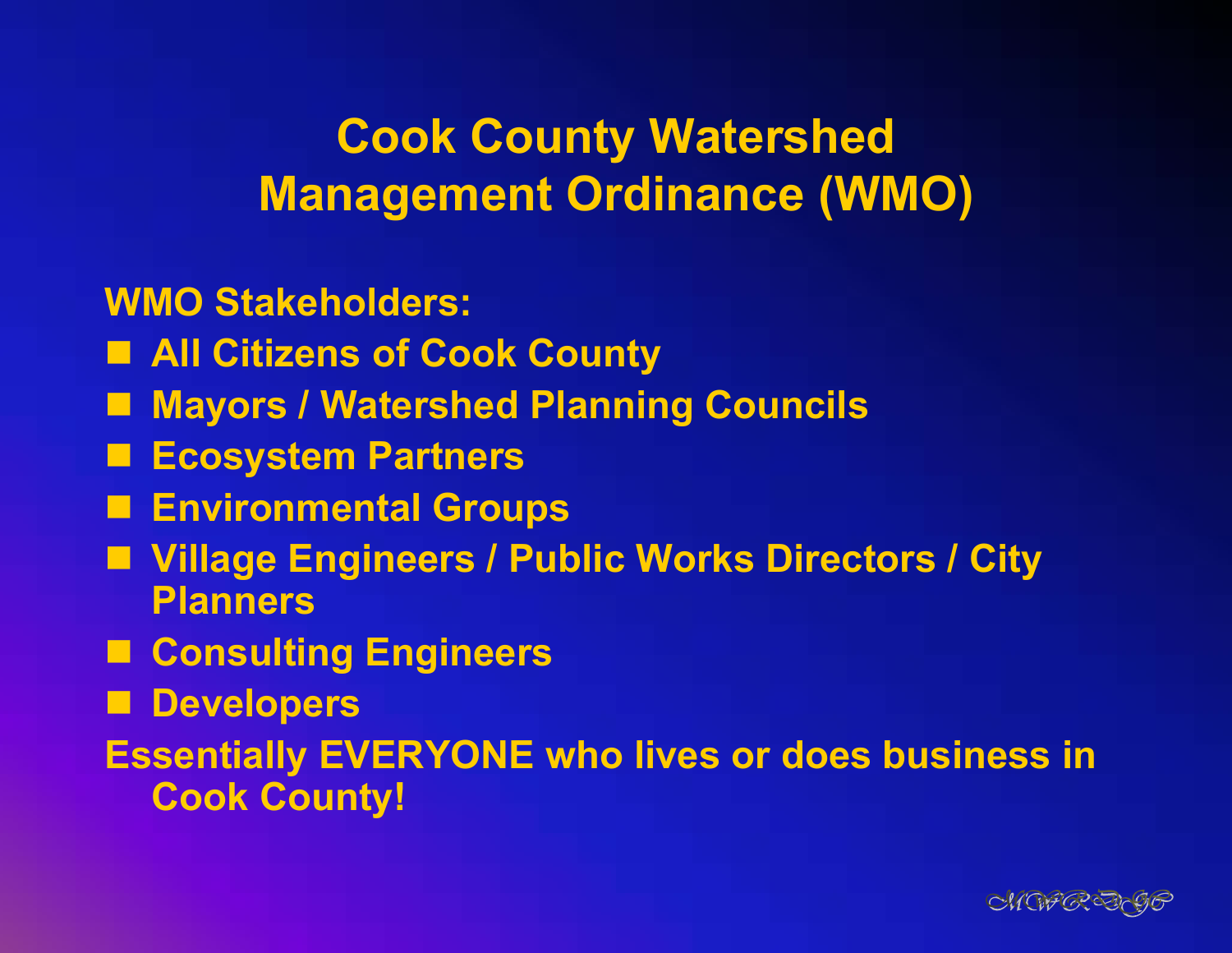# Cook County Watershed Management Ordinance (WMO)

**WMO Stakeholders:**

- All Citizens of Cook County
- Mayors / Watershed Planning Councils
- Ecosystem Partners
- Environmental Groups
- Village Engineers / Public Works Directors / City Planners
- Consulting Engineers
- Developers

**Essentially EVERYONE who lives or does business in Cook County!**

MWRDGC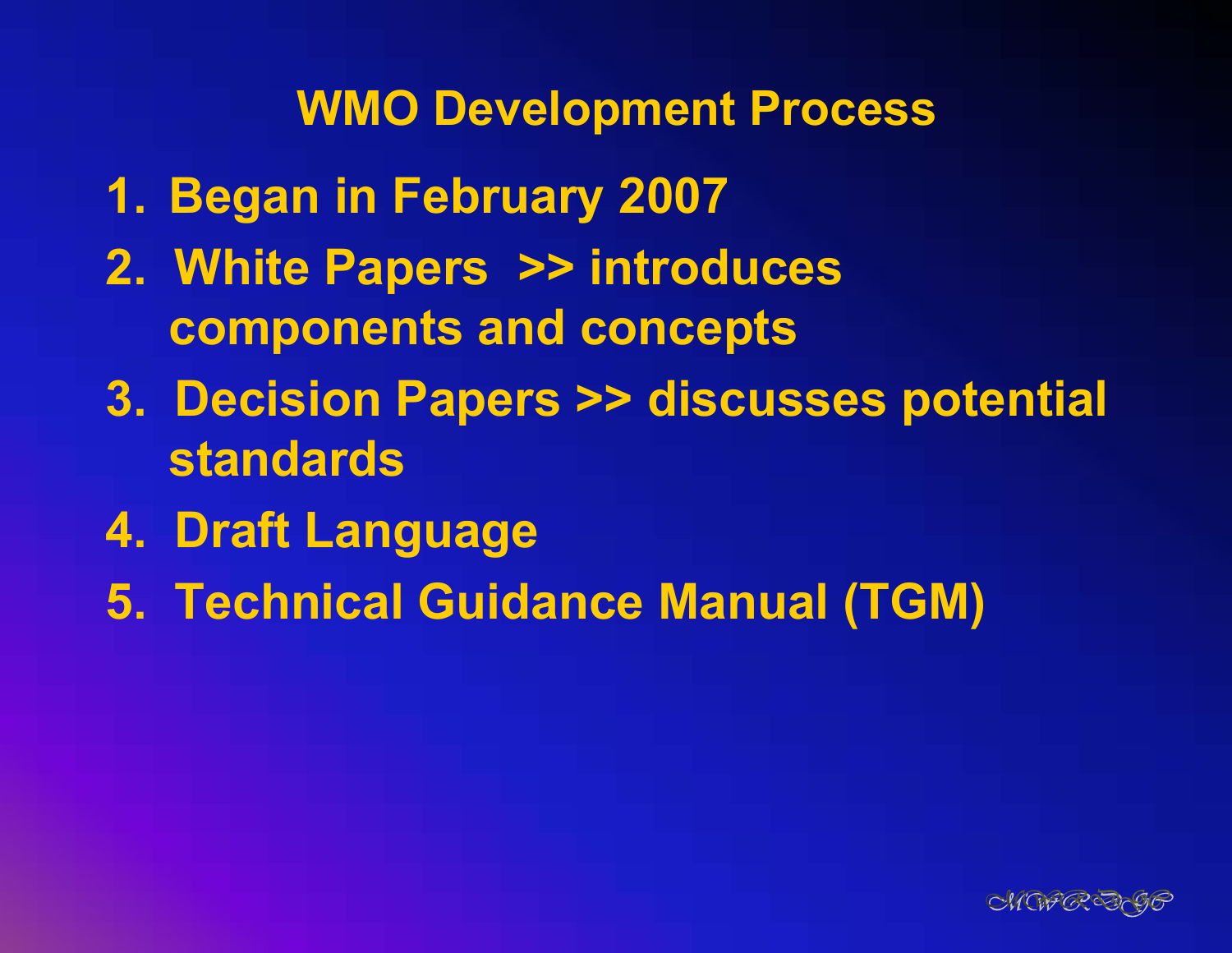# WMO Development Process

1. Began in February 2007
2. White Papers >> introduces components and concepts
3. Decision Papers >> discusses potential standards
4. Draft Language
5. Technical Guidance Manual (TGM)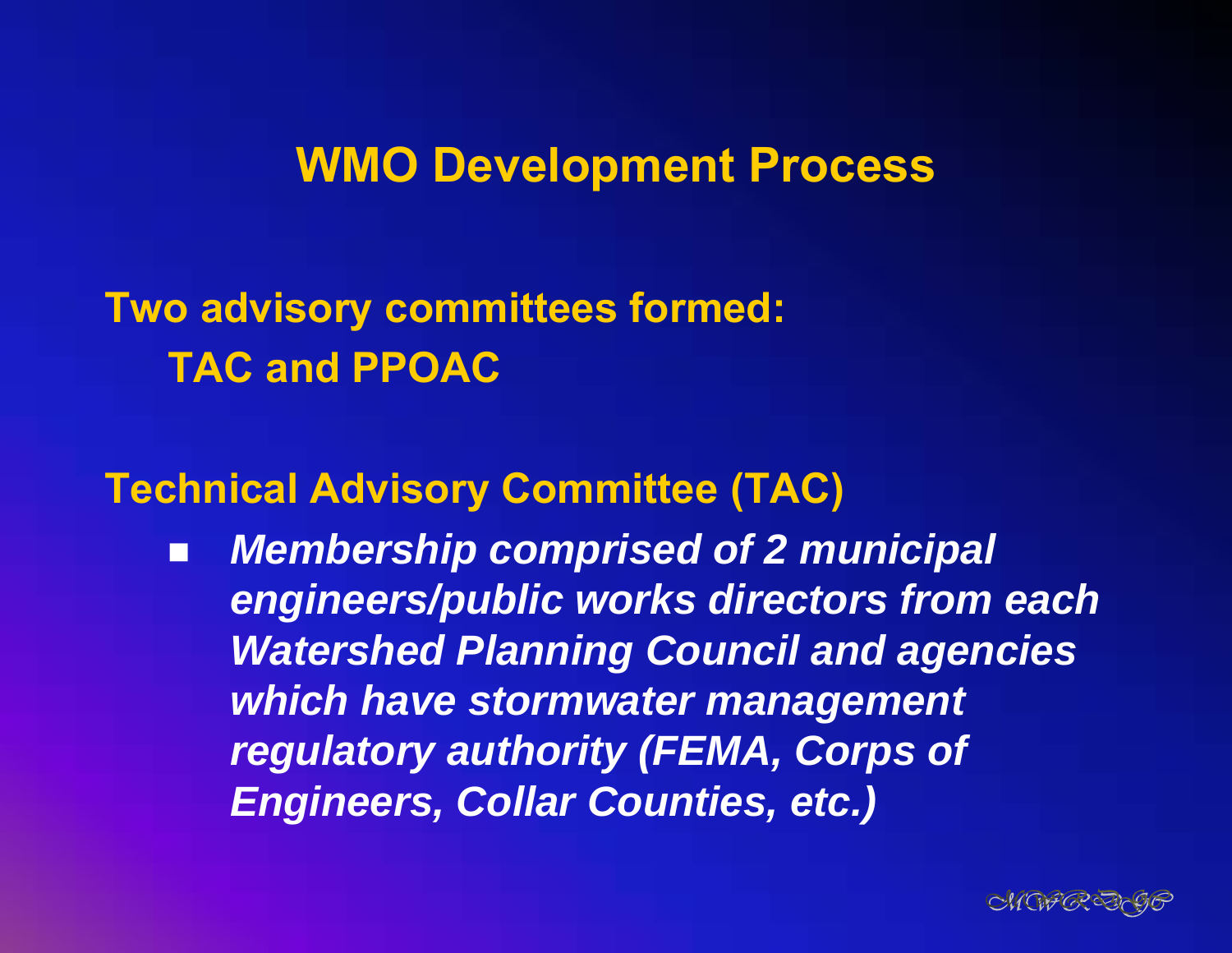# WMO Development Process

**Two advisory committees formed:**
**TAC and PPOAC**

**Technical Advisory Committee (TAC)**

- ***Membership comprised of 2 municipal engineers/public works directors from each Watershed Planning Council and agencies which have stormwater management regulatory authority (FEMA, Corps of Engineers, Collar Counties, etc.)***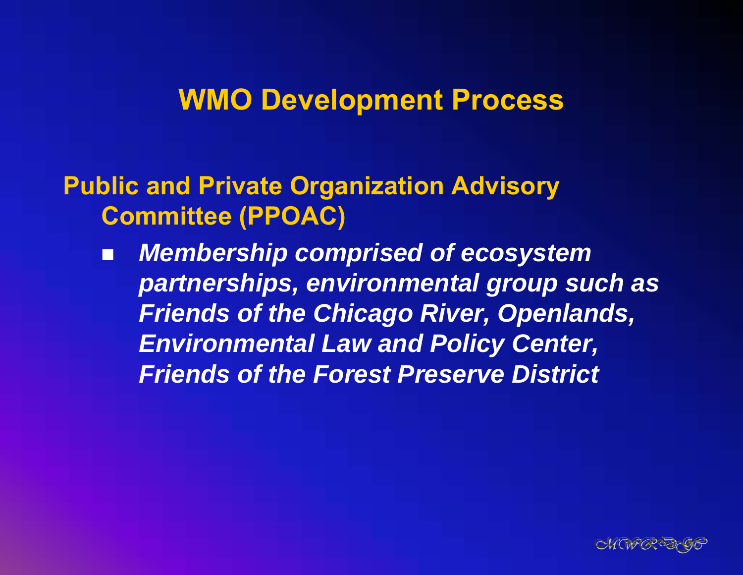# WMO Development Process

## Public and Private Organization Advisory Committee (PPOAC)

- ***Membership comprised of ecosystem partnerships, environmental group such as Friends of the Chicago River, Openlands, Environmental Law and Policy Center, Friends of the Forest Preserve District***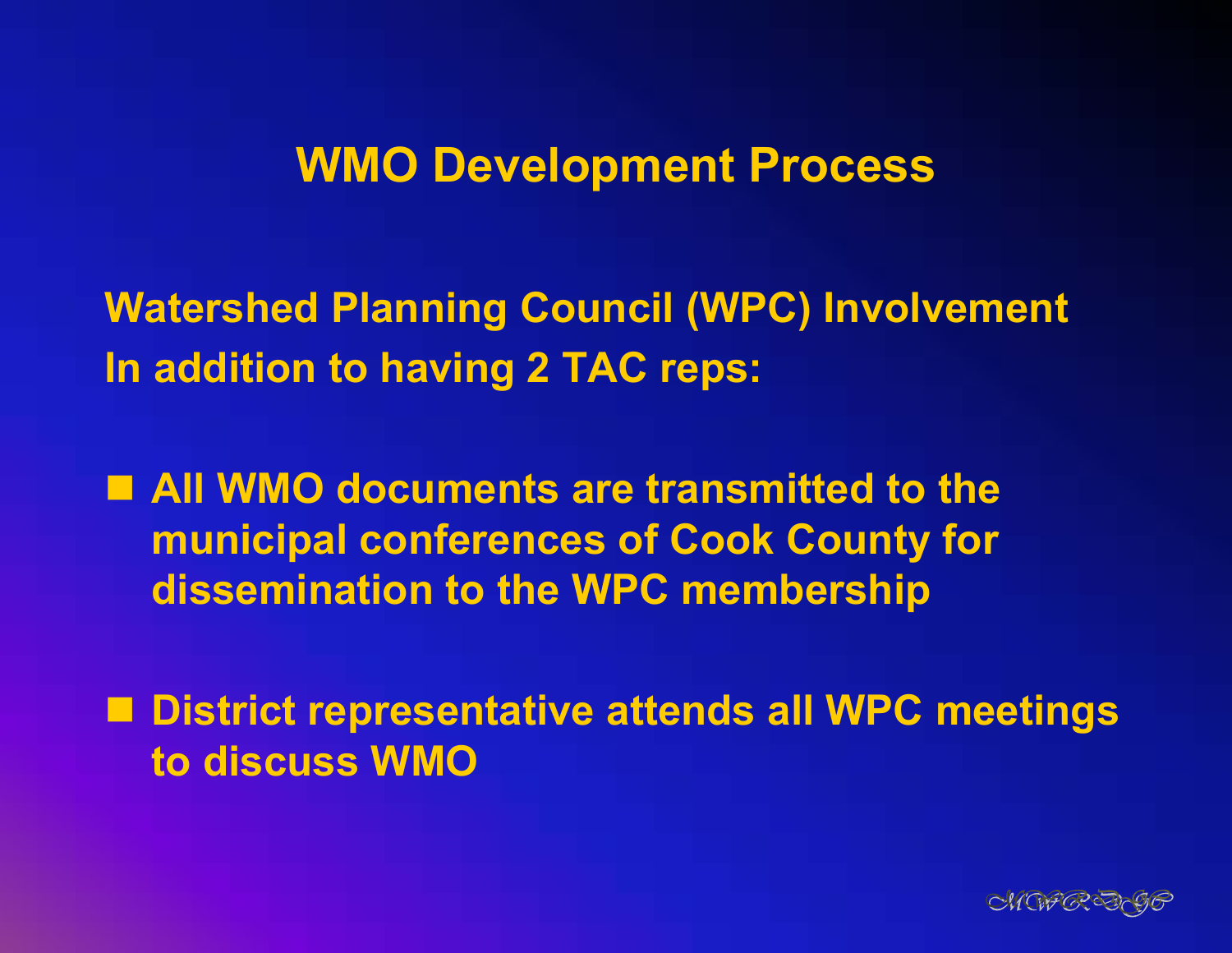# WMO Development Process

**Watershed Planning Council (WPC) Involvement**
**In addition to having 2 TAC reps:**

- **All WMO documents are transmitted to the municipal conferences of Cook County for dissemination to the WPC membership**
- **District representative attends all WPC meetings to discuss WMO**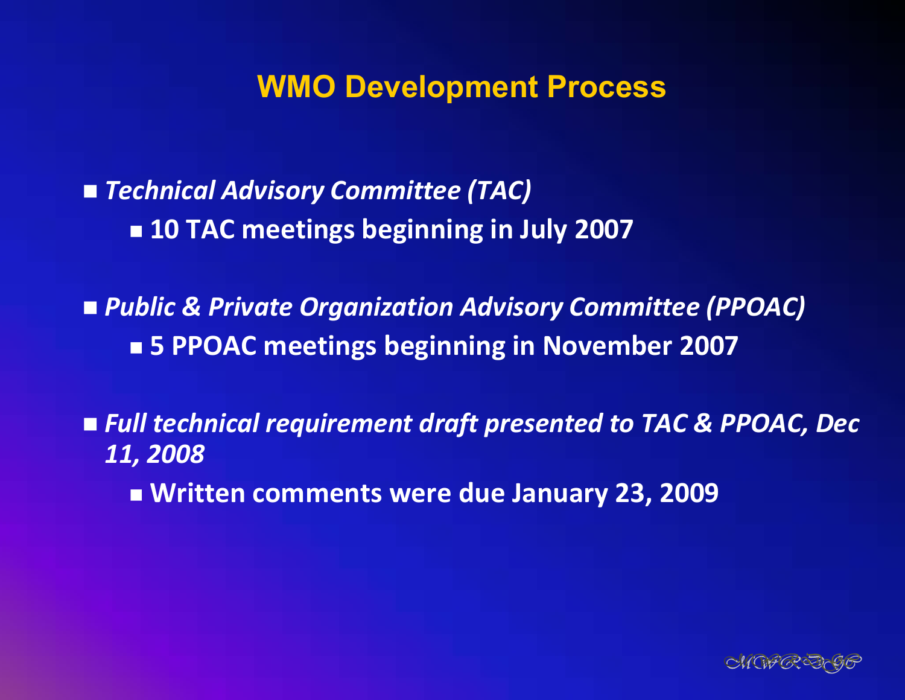# WMO Development Process

- *Technical Advisory Committee (TAC)*
  - **10 TAC meetings beginning in July 2007**
- *Public & Private Organization Advisory Committee (PPOAC)*
  - **5 PPOAC meetings beginning in November 2007**
- *Full technical requirement draft presented to TAC & PPOAC, Dec 11, 2008*
  - **Written comments were due January 23, 2009**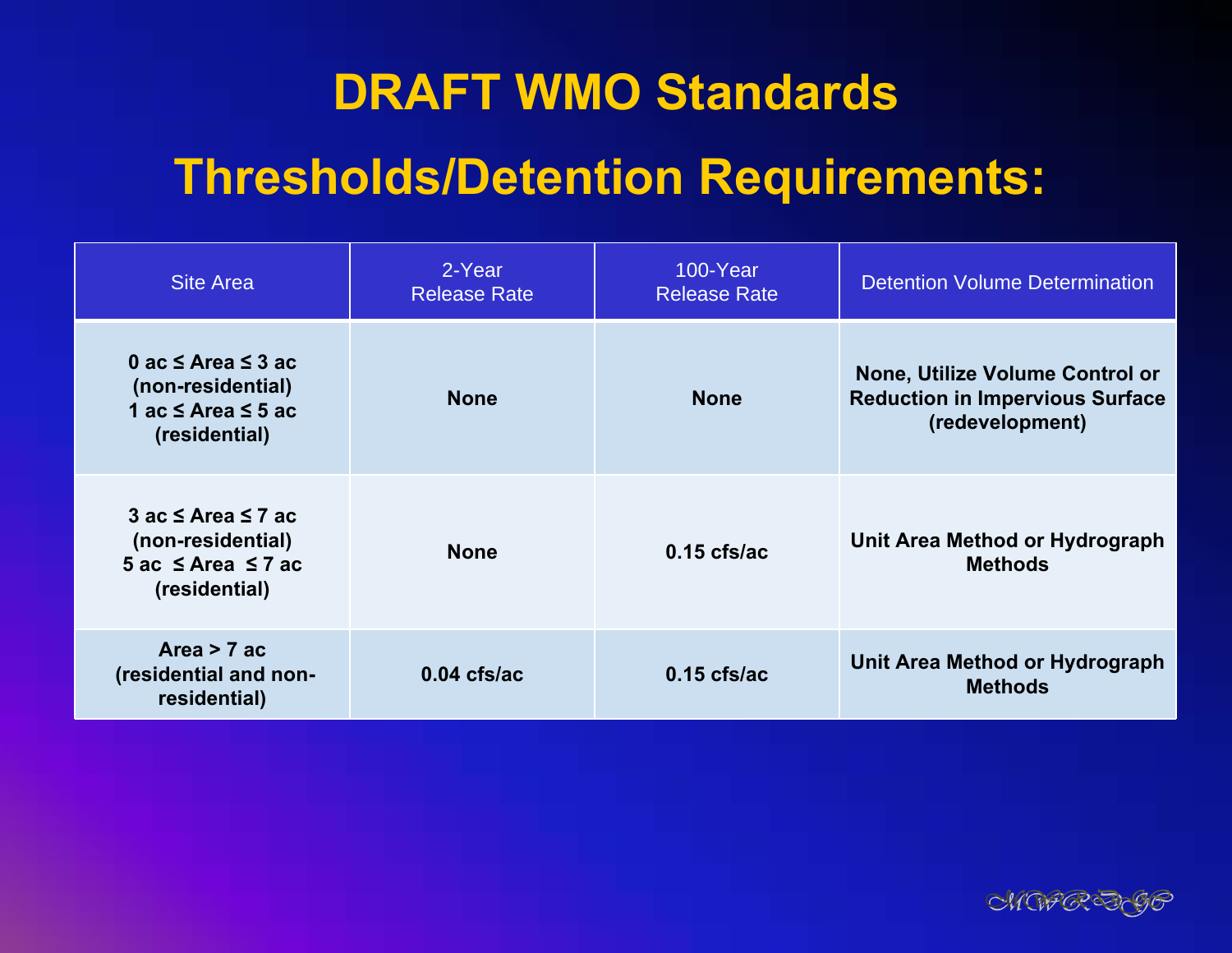# DRAFT WMO Standards

## Thresholds/Detention Requirements:

| Site Area | 2-Year Release Rate | 100-Year Release Rate | Detention Volume Determination |
|---|---|---|---|
| **0 ac ≤ Area ≤ 3 ac (non-residential) 1 ac ≤ Area ≤ 5 ac (residential)** | **None** | **None** | **None, Utilize Volume Control or Reduction in Impervious Surface (redevelopment)** |
| **3 ac ≤ Area ≤ 7 ac (non-residential) 5 ac ≤ Area ≤ 7 ac (residential)** | **None** | **0.15 cfs/ac** | **Unit Area Method or Hydrograph Methods** |
| **Area > 7 ac (residential and non-residential)** | **0.04 cfs/ac** | **0.15 cfs/ac** | **Unit Area Method or Hydrograph Methods** |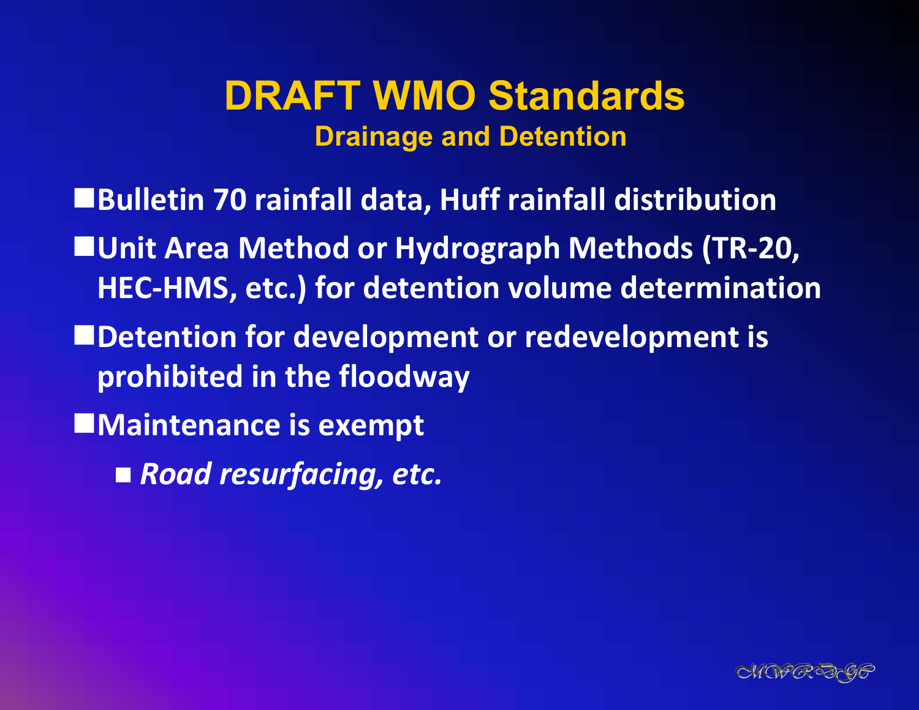# DRAFT WMO Standards

## Drainage and Detention

- Bulletin 70 rainfall data, Huff rainfall distribution
- Unit Area Method or Hydrograph Methods (TR-20, HEC-HMS, etc.) for detention volume determination
- Detention for development or redevelopment is prohibited in the floodway
- Maintenance is exempt
  - *Road resurfacing, etc.*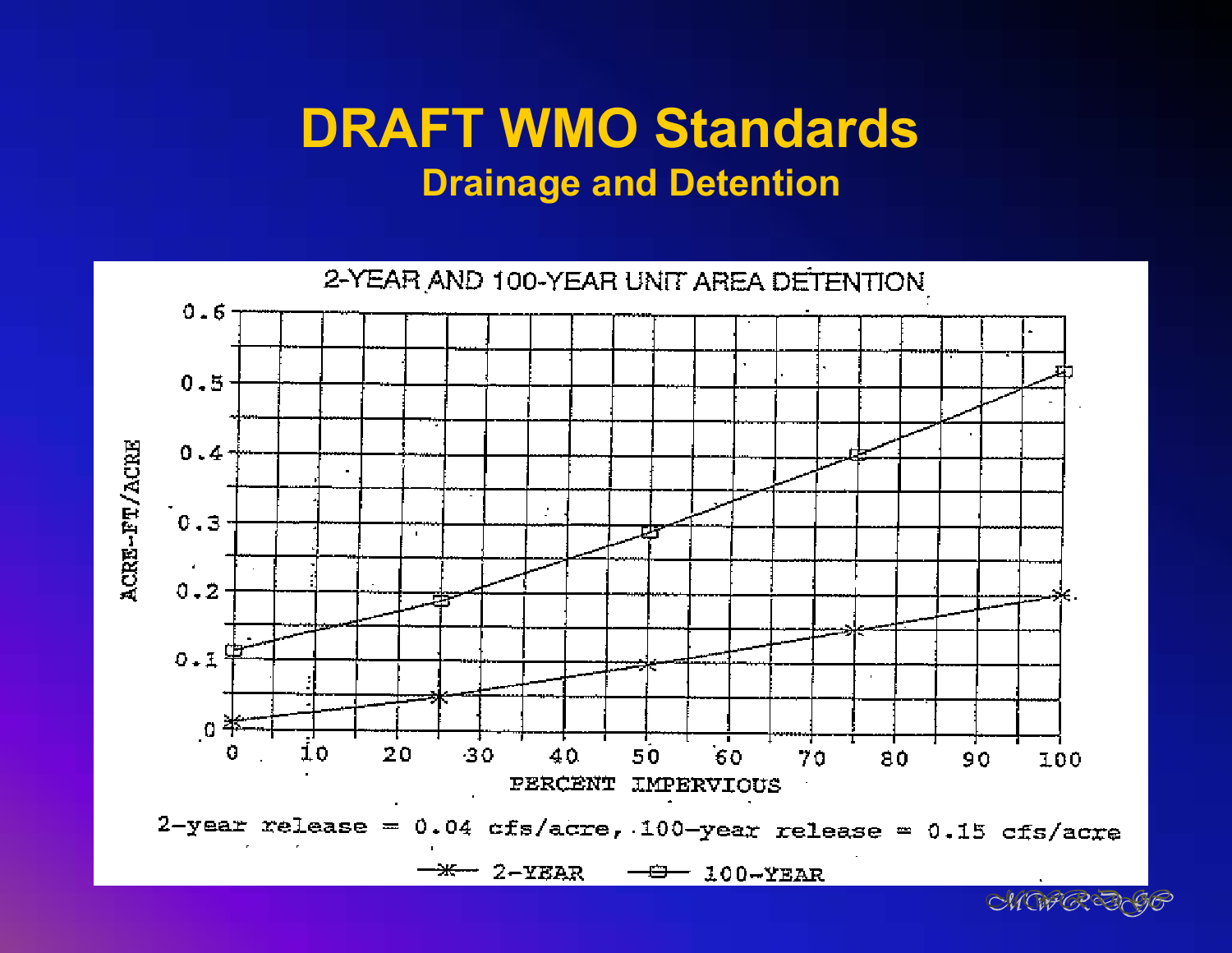# DRAFT WMO Standards

## Drainage and Detention

2-YEAR AND 100-YEAR UNIT AREA DETENTION

2-year release = 0.04 cfs/acre, 100-year release = 0.15 cfs/acre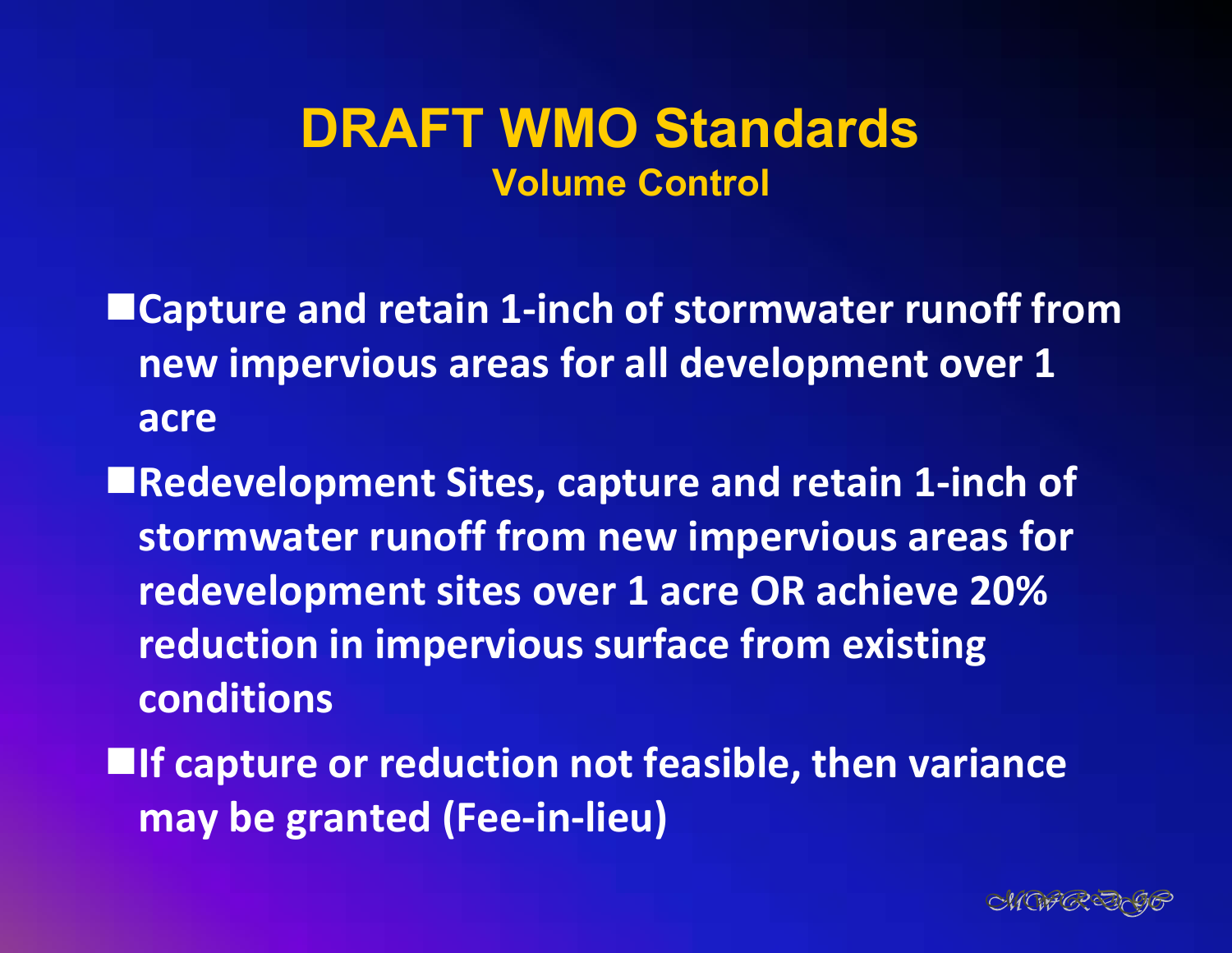# DRAFT WMO Standards

## Volume Control

- Capture and retain 1-inch of stormwater runoff from new impervious areas for all development over 1 acre
- Redevelopment Sites, capture and retain 1-inch of stormwater runoff from new impervious areas for redevelopment sites over 1 acre OR achieve 20% reduction in impervious surface from existing conditions
- If capture or reduction not feasible, then variance may be granted (Fee-in-lieu)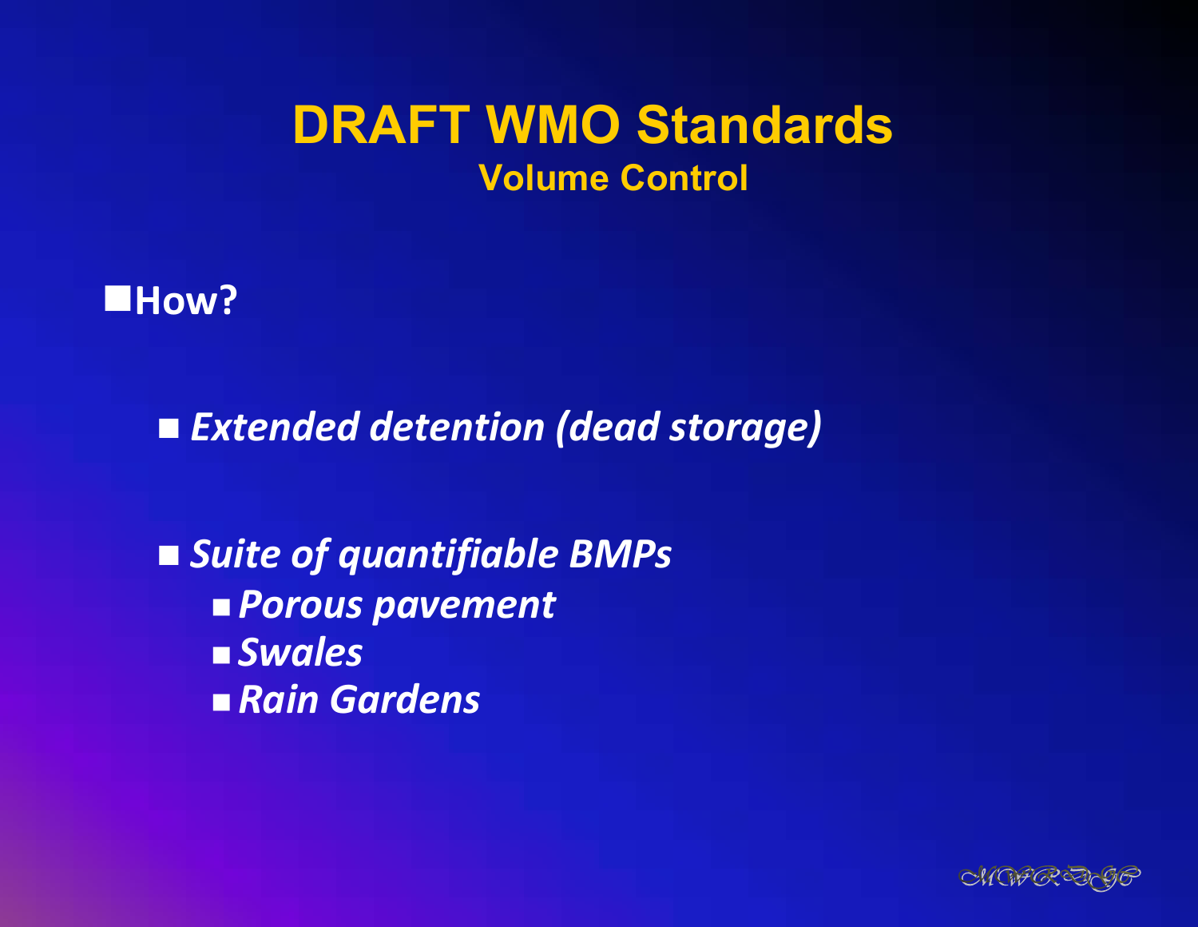# DRAFT WMO Standards

## Volume Control

- **How?**
  - ***Extended detention (dead storage)***
  - ***Suite of quantifiable BMPs***
    - ***Porous pavement***
    - ***Swales***
    - ***Rain Gardens***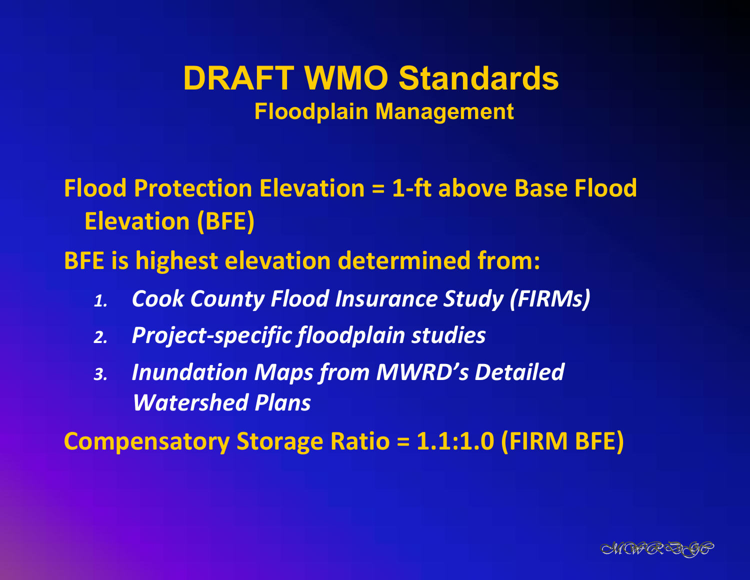# DRAFT WMO Standards

## Floodplain Management

**Flood Protection Elevation = 1-ft above Base Flood Elevation (BFE)**

**BFE is highest elevation determined from:**

1. ***Cook County Flood Insurance Study (FIRMs)***
2. ***Project-specific floodplain studies***
3. ***Inundation Maps from MWRD's Detailed Watershed Plans***

**Compensatory Storage Ratio = 1.1:1.0 (FIRM BFE)**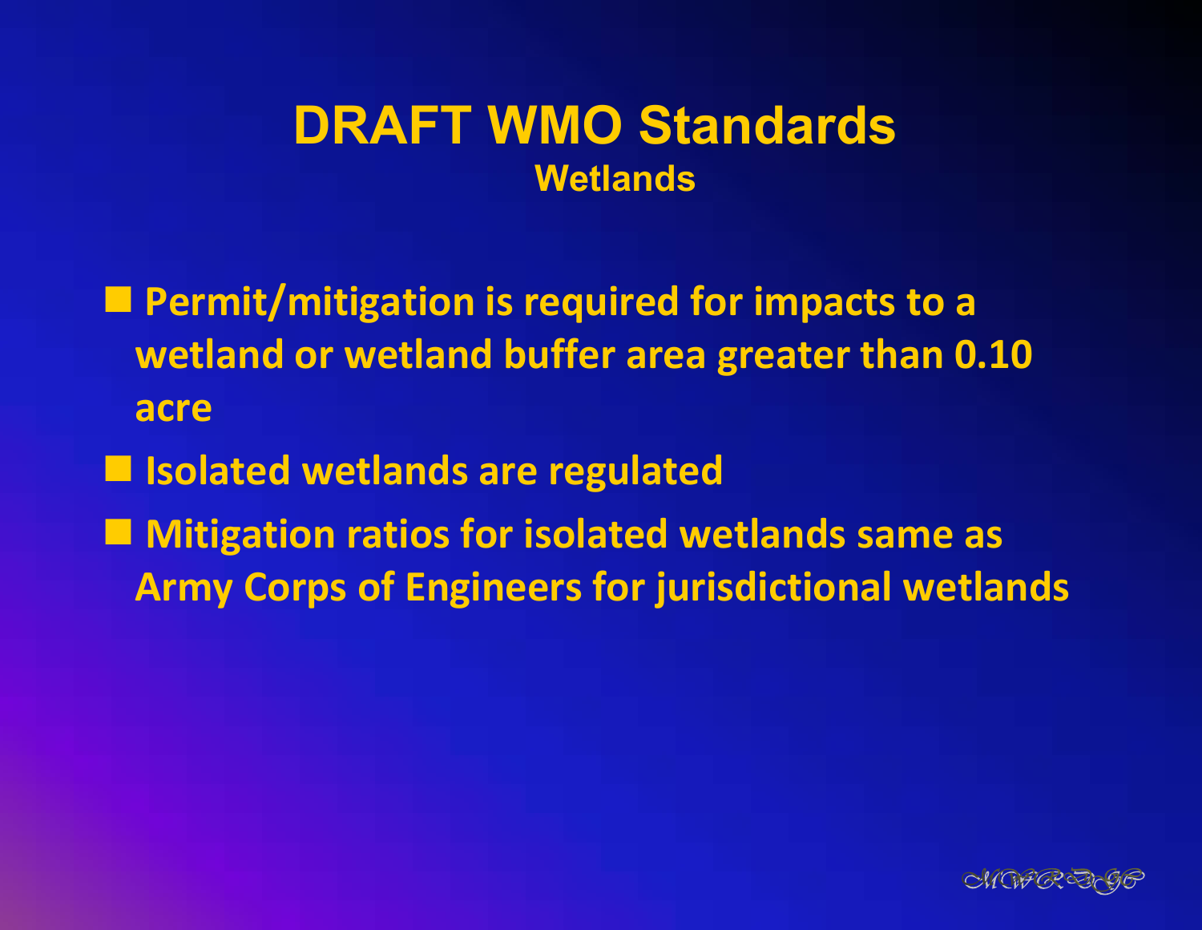# DRAFT WMO Standards

## Wetlands

- Permit/mitigation is required for impacts to a wetland or wetland buffer area greater than 0.10 acre
- Isolated wetlands are regulated
- Mitigation ratios for isolated wetlands same as Army Corps of Engineers for jurisdictional wetlands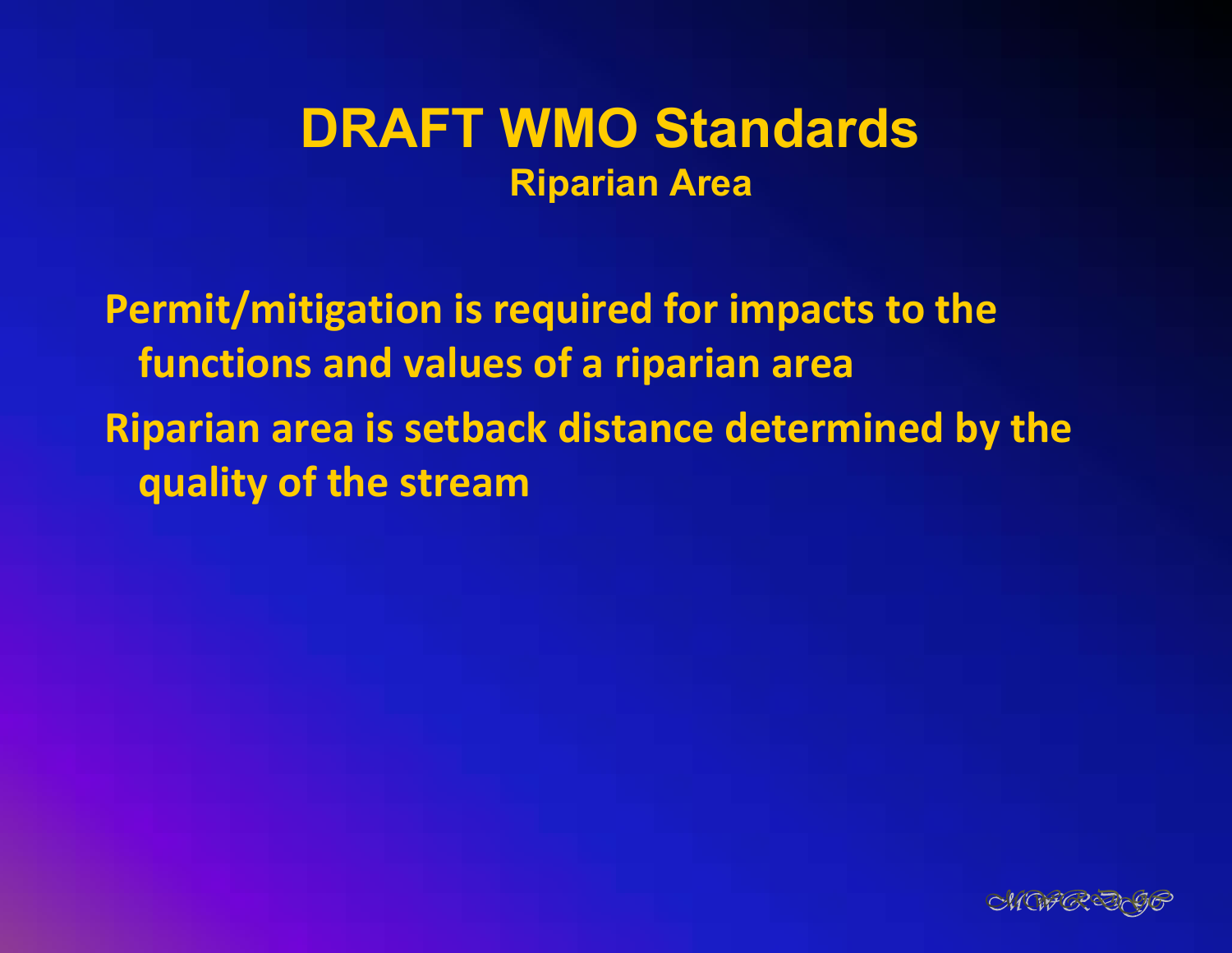# DRAFT WMO Standards

## Riparian Area

- Permit/mitigation is required for impacts to the functions and values of a riparian area
- Riparian area is setback distance determined by the quality of the stream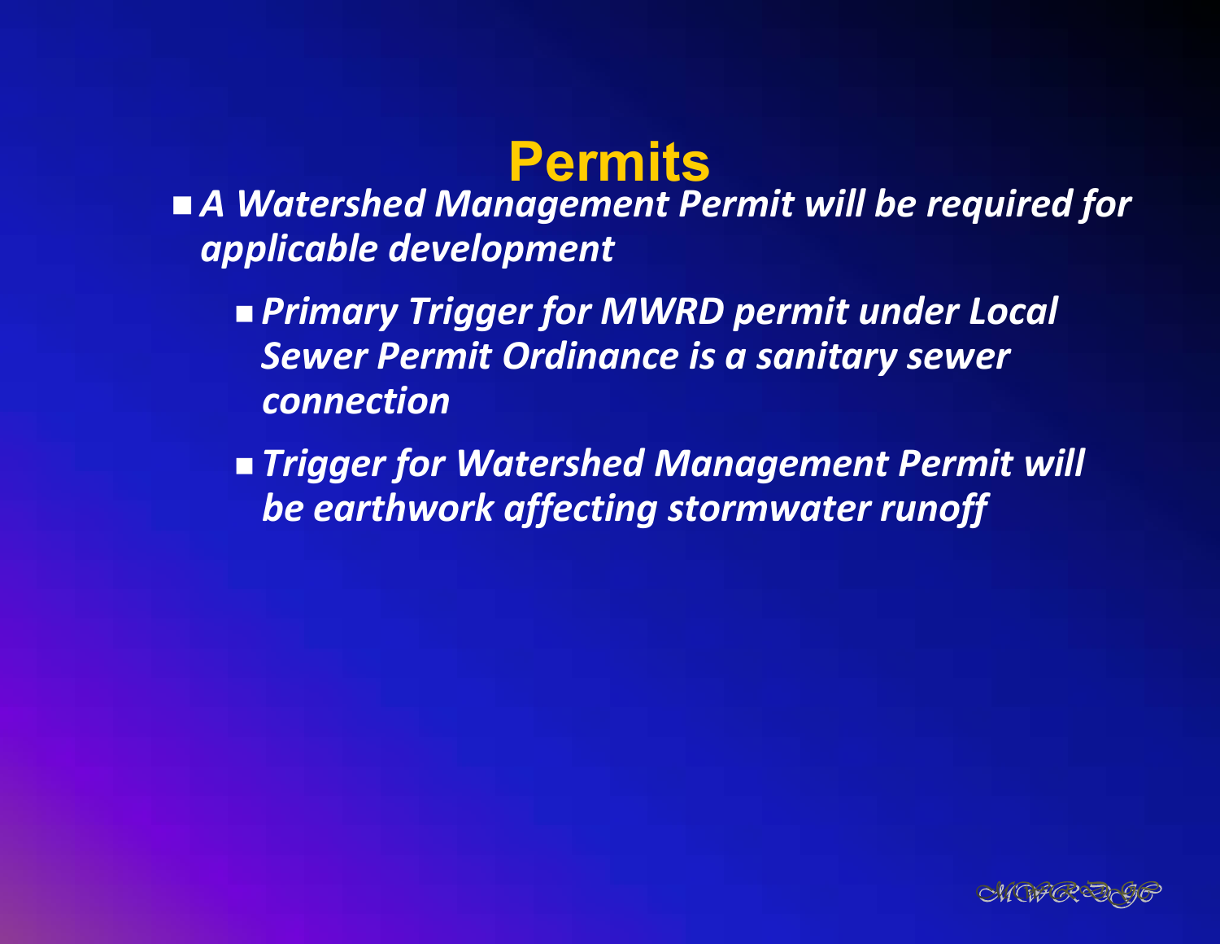# Permits

- *A Watershed Management Permit will be required for applicable development*
  - *Primary Trigger for MWRD permit under Local Sewer Permit Ordinance is a sanitary sewer connection*
  - *Trigger for Watershed Management Permit will be earthwork affecting stormwater runoff*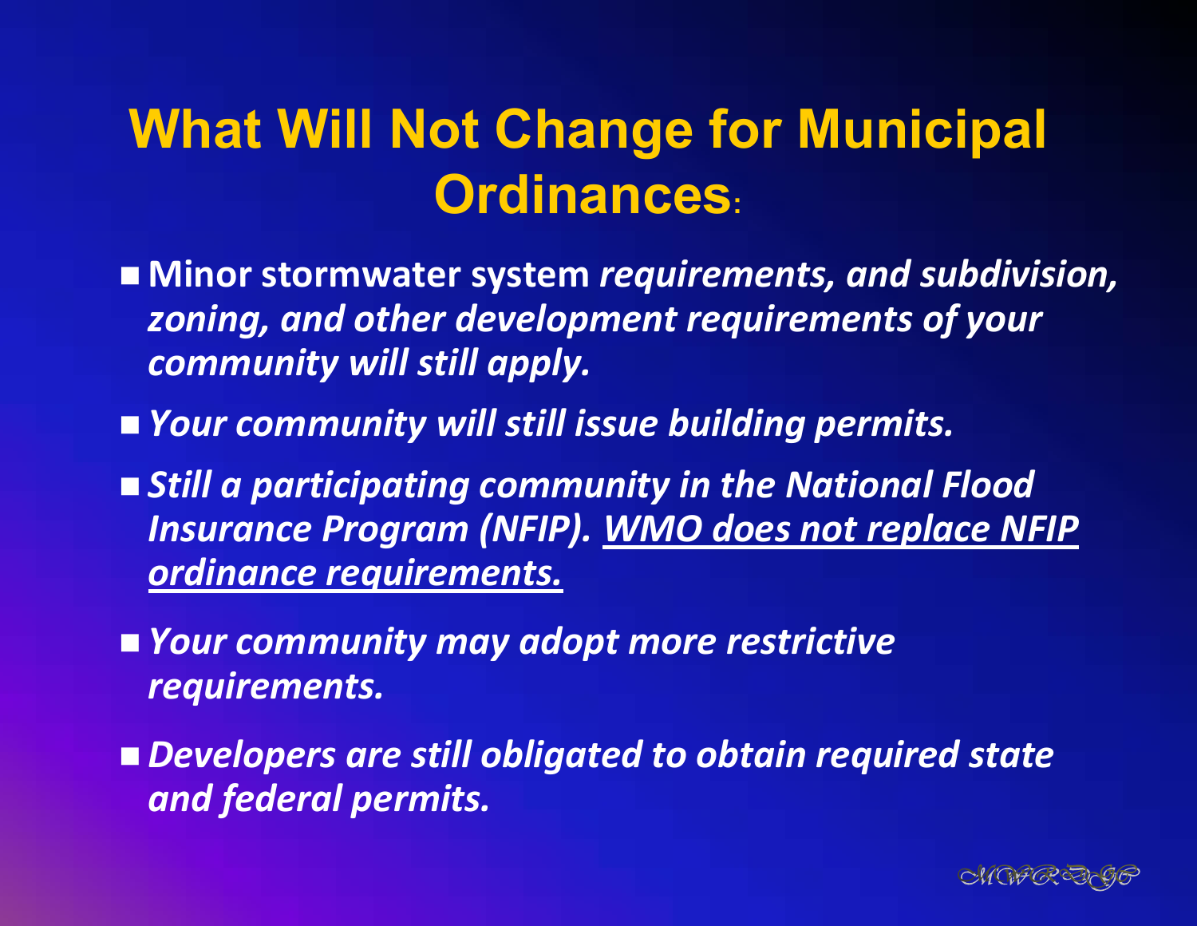# What Will Not Change for Municipal Ordinances:

- **Minor stormwater system** ***requirements, and subdivision, zoning, and other development requirements of your community will still apply.***
- ***Your community will still issue building permits.***
- ***Still a participating community in the National Flood Insurance Program (NFIP). <u>WMO does not replace NFIP ordinance requirements.</u>***
- ***Your community may adopt more restrictive requirements.***
- ***Developers are still obligated to obtain required state and federal permits.***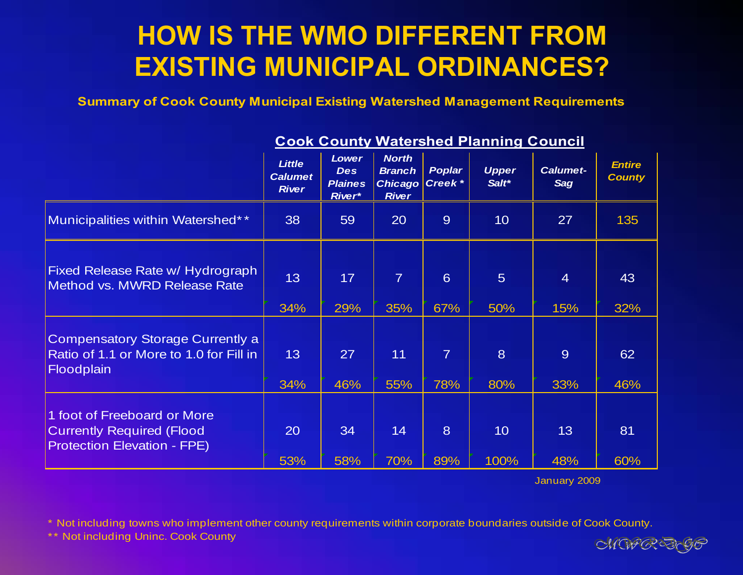# HOW IS THE WMO DIFFERENT FROM EXISTING MUNICIPAL ORDINANCES?

**Summary of Cook County Municipal Existing Watershed Management Requirements**

| | Cook County Watershed Planning Council | | | | | | |
|---|---|---|---|---|---|---|---|
| | *Little Calumet River* | *Lower Des Plaines River** | *North Branch Chicago River* | *Poplar Creek ** | *Upper Salt** | *Calumet-Sag* | *Entire County* |
| Municipalities within Watershed** | 38 | 59 | 20 | 9 | 10 | 27 | 135 |
| Fixed Release Rate w/ Hydrograph Method vs. MWRD Release Rate | 13<br>34% | 17<br>29% | 7<br>35% | 6<br>67% | 5<br>50% | 4<br>15% | 43<br>32% |
| Compensatory Storage Currently a Ratio of 1.1 or More to 1.0 for Fill in Floodplain | 13<br>34% | 27<br>46% | 11<br>55% | 7<br>78% | 8<br>80% | 9<br>33% | 62<br>46% |
| 1 foot of Freeboard or More Currently Required (Flood Protection Elevation - FPE) | 20<br>53% | 34<br>58% | 14<br>70% | 8<br>89% | 10<br>100% | 13<br>48% | 81<br>60% |

January 2009

\* Not including towns who implement other county requirements within corporate boundaries outside of Cook County.

** Not including Uninc. Cook County

MWRDGC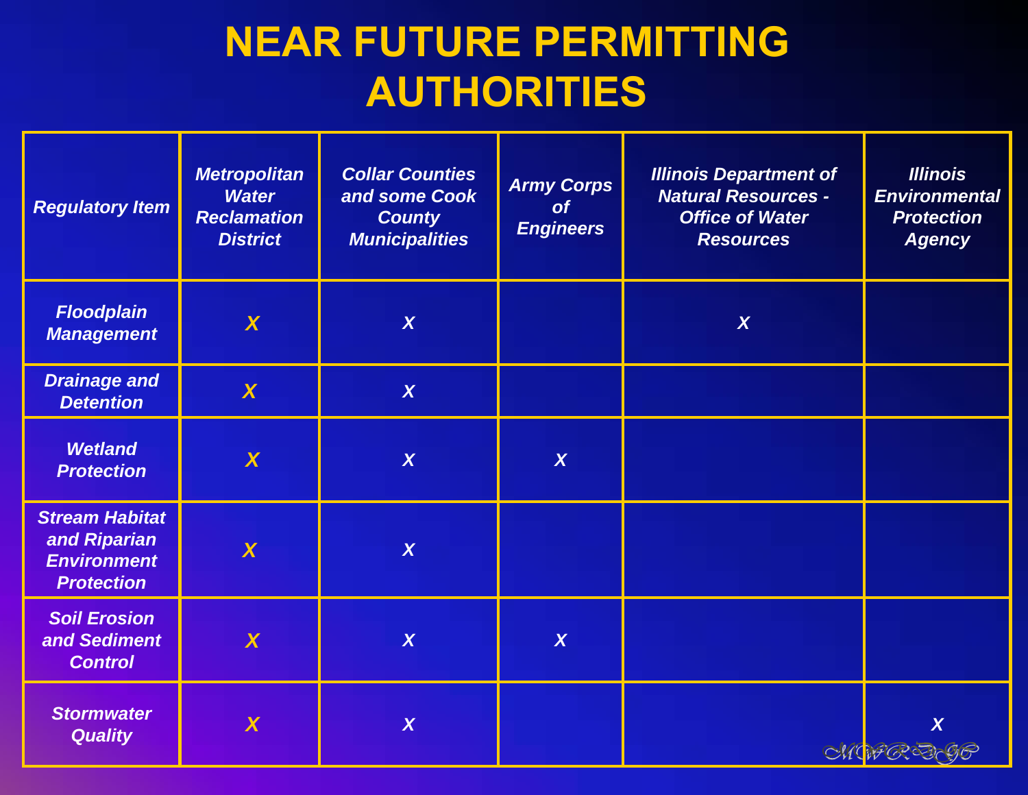# NEAR FUTURE PERMITTING AUTHORITIES

| Regulatory Item | Metropolitan Water Reclamation District | Collar Counties and some Cook County Municipalities | Army Corps of Engineers | Illinois Department of Natural Resources - Office of Water Resources | Illinois Environmental Protection Agency |
|---|---|---|---|---|---|
| Floodplain Management | X | X | | X | |
| Drainage and Detention | X | X | | | |
| Wetland Protection | X | X | X | | |
| Stream Habitat and Riparian Environment Protection | X | X | | | |
| Soil Erosion and Sediment Control | X | X | X | | |
| Stormwater Quality | X | X | | | X |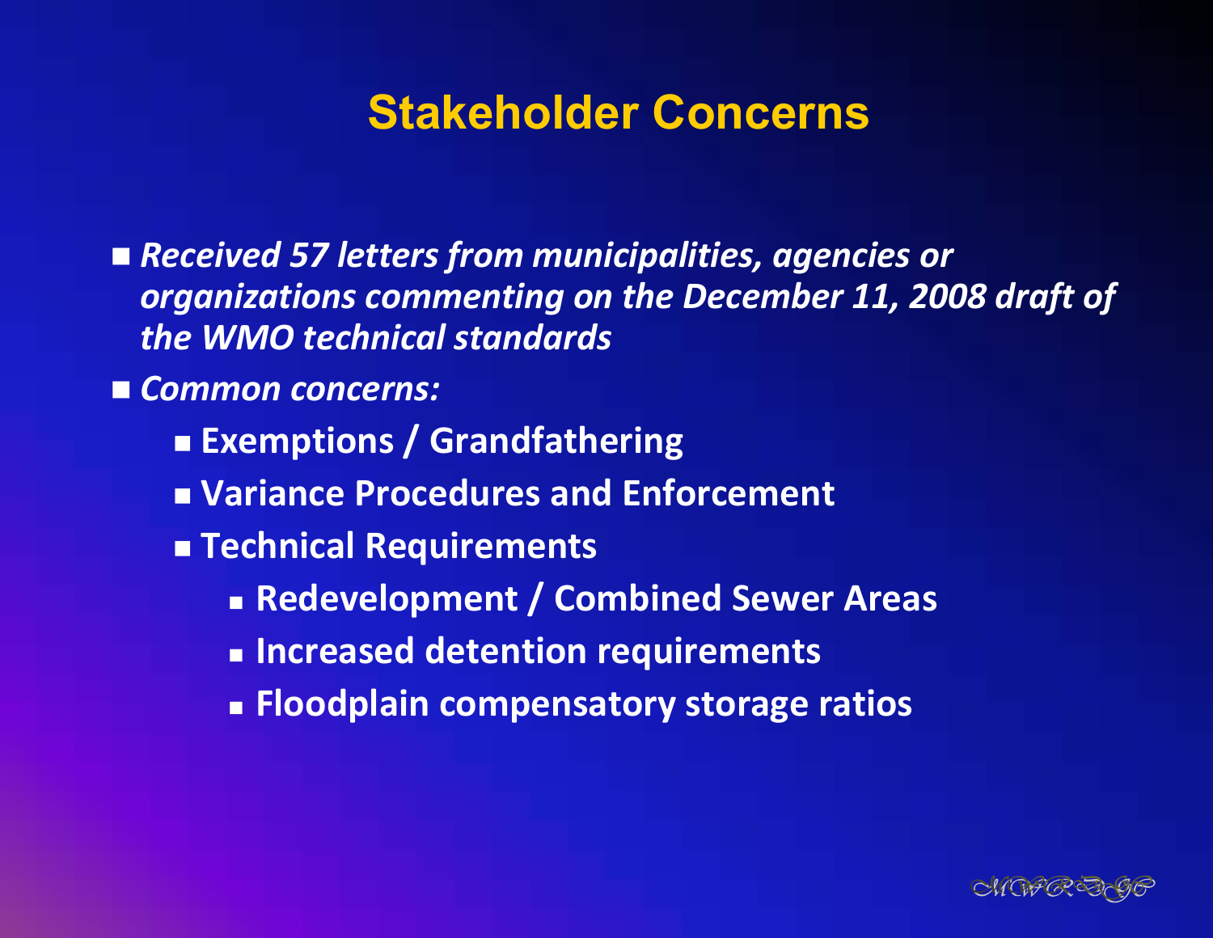# Stakeholder Concerns

- *Received 57 letters from municipalities, agencies or organizations commenting on the December 11, 2008 draft of the WMO technical standards*
- *Common concerns:*
  - **Exemptions / Grandfathering**
  - **Variance Procedures and Enforcement**
  - **Technical Requirements**
    - **Redevelopment / Combined Sewer Areas**
    - **Increased detention requirements**
    - **Floodplain compensatory storage ratios**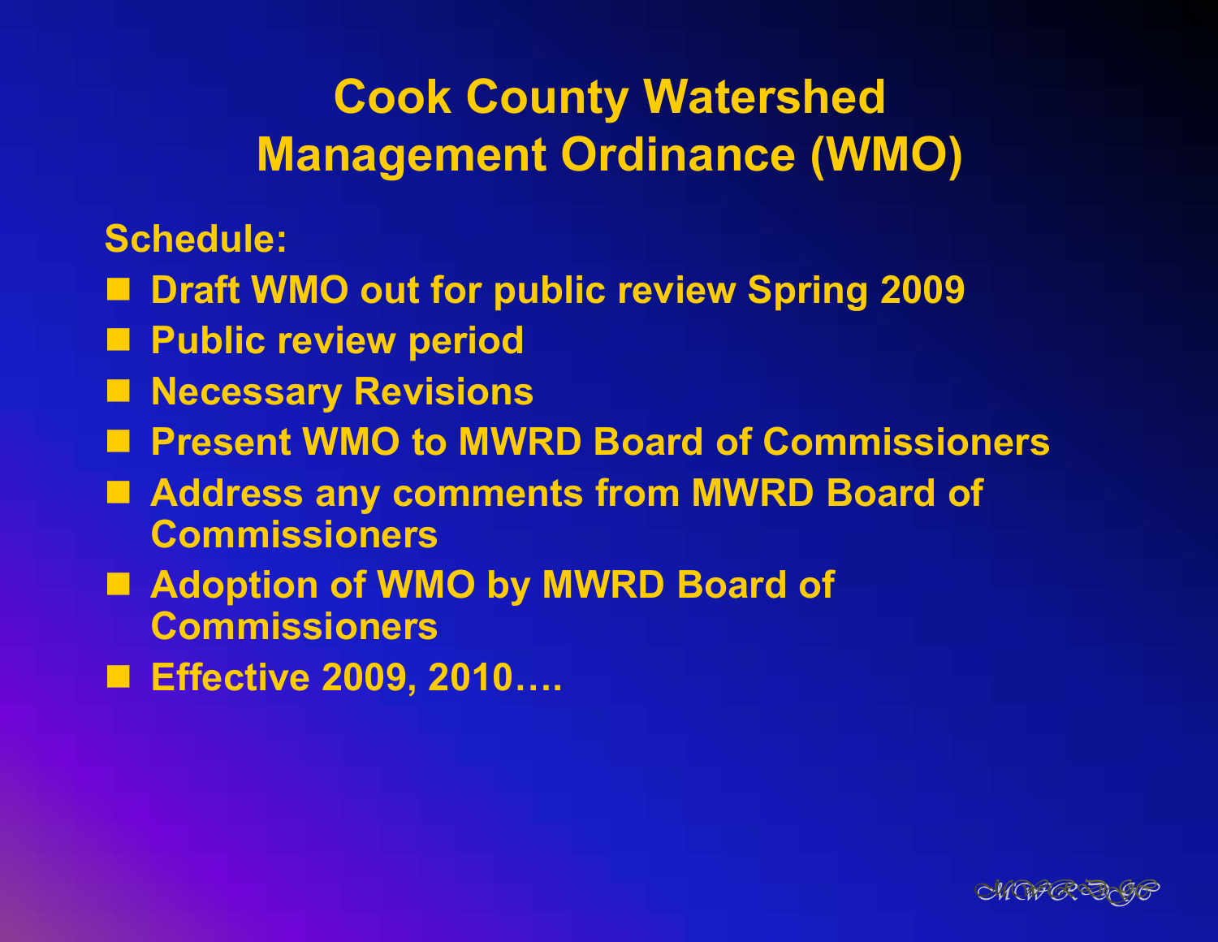# Cook County Watershed Management Ordinance (WMO)

**Schedule:**

- Draft WMO out for public review Spring 2009
- Public review period
- Necessary Revisions
- Present WMO to MWRD Board of Commissioners
- Address any comments from MWRD Board of Commissioners
- Adoption of WMO by MWRD Board of Commissioners
- Effective 2009, 2010….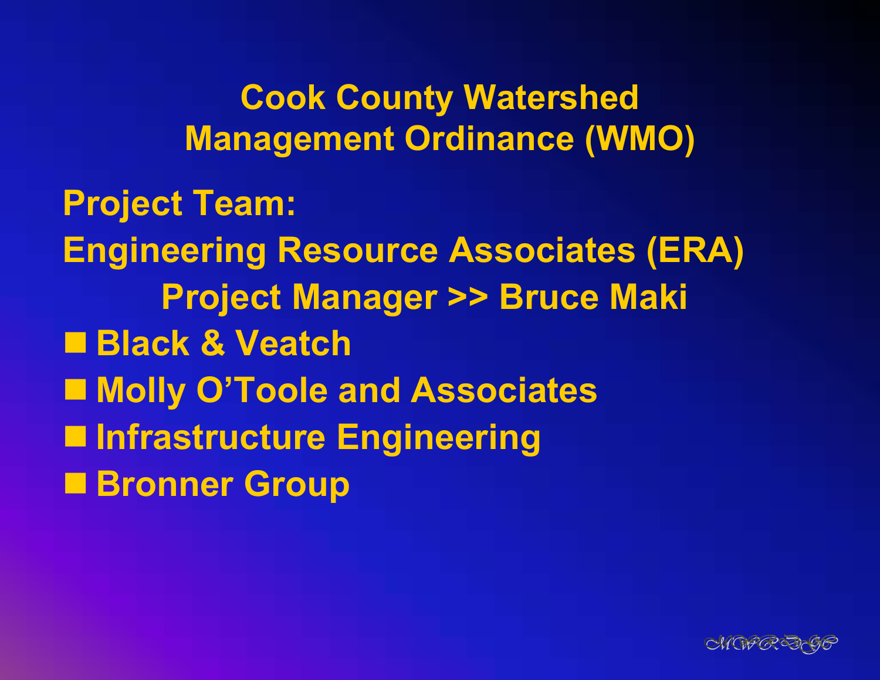# Cook County Watershed Management Ordinance (WMO)

**Project Team:**

**Engineering Resource Associates (ERA)**

**Project Manager >> Bruce Maki**

- **Black & Veatch**
- **Molly O'Toole and Associates**
- **Infrastructure Engineering**
- **Bronner Group**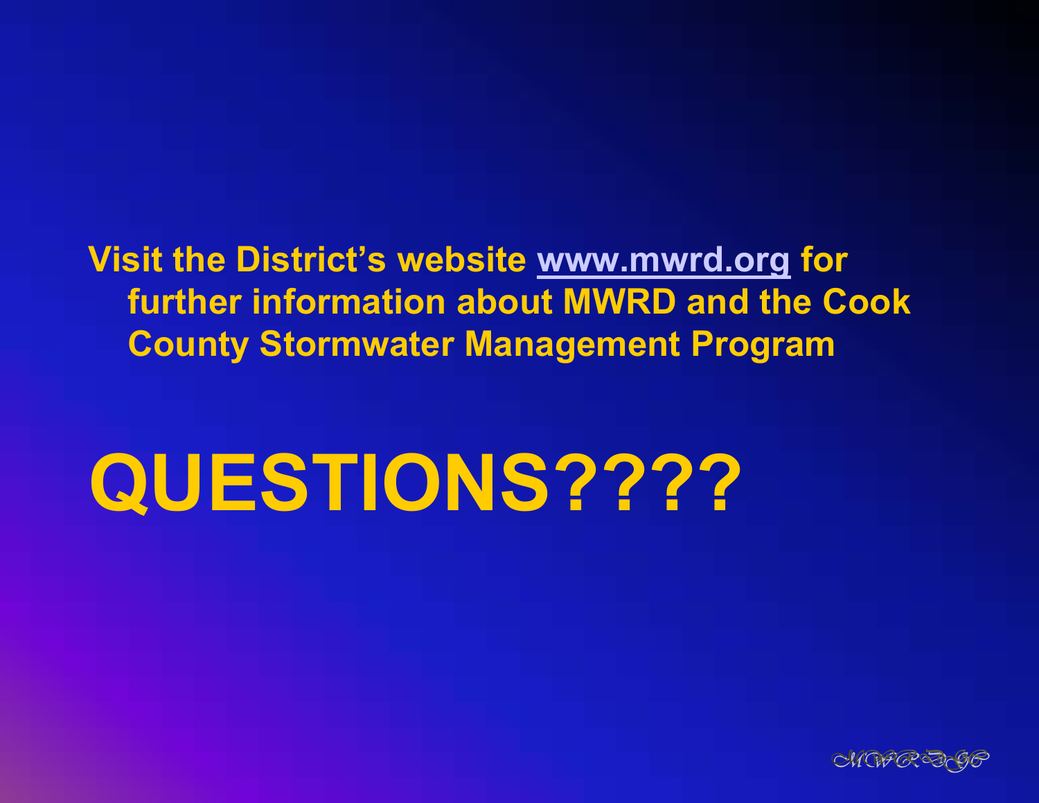Visit the District's website www.mwrd.org for further information about MWRD and the Cook County Stormwater Management Program

# QUESTIONS????

MWRDGC